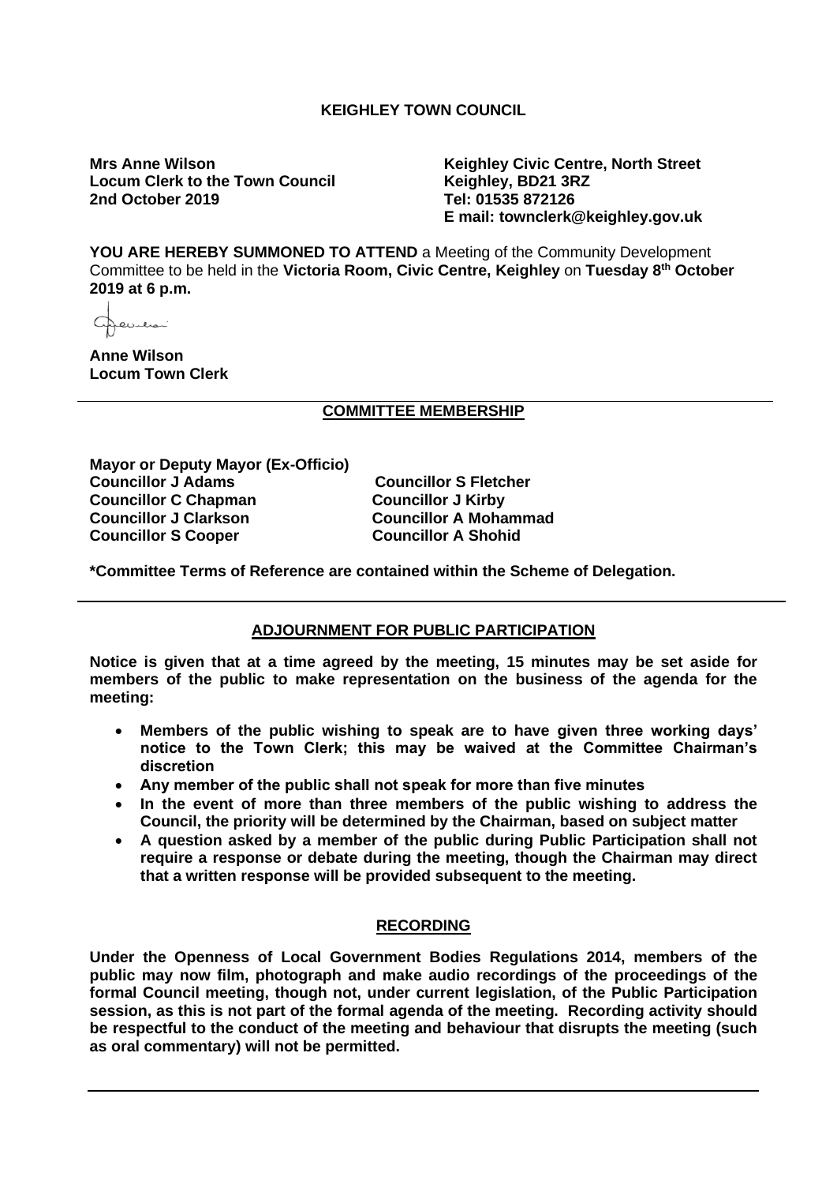**KEIGHLEY TOWN COUNCIL**

**Mrs Anne Wilson**
**Locum Clerk to the Town Council**
**2nd October 2019**

**Keighley Civic Centre, North Street**
**Keighley, BD21 3RZ**
**Tel: 01535 872126**
**E mail: townclerk@keighley.gov.uk**

**YOU ARE HEREBY SUMMONED TO ATTEND** a Meeting of the Community Development Committee to be held in the **Victoria Room, Civic Centre, Keighley** on **Tuesday 8th October 2019 at 6 p.m.**

**Anne Wilson**
**Locum Town Clerk**

## COMMITTEE MEMBERSHIP

**Mayor or Deputy Mayor (Ex-Officio)**

| | |
|---|---|
| **Councillor J Adams** | **Councillor S Fletcher** |
| **Councillor C Chapman** | **Councillor J Kirby** |
| **Councillor J Clarkson** | **Councillor A Mohammad** |
| **Councillor S Cooper** | **Councillor A Shohid** |

**\*Committee Terms of Reference are contained within the Scheme of Delegation.**

## ADJOURNMENT FOR PUBLIC PARTICIPATION

**Notice is given that at a time agreed by the meeting, 15 minutes may be set aside for members of the public to make representation on the business of the agenda for the meeting:**

- **Members of the public wishing to speak are to have given three working days' notice to the Town Clerk; this may be waived at the Committee Chairman's discretion**
- **Any member of the public shall not speak for more than five minutes**
- **In the event of more than three members of the public wishing to address the Council, the priority will be determined by the Chairman, based on subject matter**
- **A question asked by a member of the public during Public Participation shall not require a response or debate during the meeting, though the Chairman may direct that a written response will be provided subsequent to the meeting.**

## RECORDING

**Under the Openness of Local Government Bodies Regulations 2014, members of the public may now film, photograph and make audio recordings of the proceedings of the formal Council meeting, though not, under current legislation, of the Public Participation session, as this is not part of the formal agenda of the meeting. Recording activity should be respectful to the conduct of the meeting and behaviour that disrupts the meeting (such as oral commentary) will not be permitted.**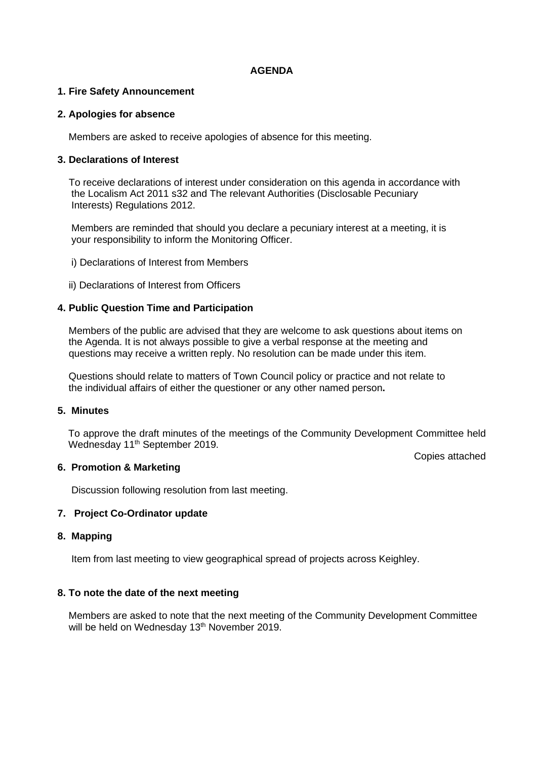## AGENDA

### 1. Fire Safety Announcement

### 2. Apologies for absence

Members are asked to receive apologies of absence for this meeting.

### 3. Declarations of Interest

To receive declarations of interest under consideration on this agenda in accordance with the Localism Act 2011 s32 and The relevant Authorities (Disclosable Pecuniary Interests) Regulations 2012.

Members are reminded that should you declare a pecuniary interest at a meeting, it is your responsibility to inform the Monitoring Officer.

i) Declarations of Interest from Members

ii) Declarations of Interest from Officers

### 4. Public Question Time and Participation

Members of the public are advised that they are welcome to ask questions about items on the Agenda. It is not always possible to give a verbal response at the meeting and questions may receive a written reply. No resolution can be made under this item.

Questions should relate to matters of Town Council policy or practice and not relate to the individual affairs of either the questioner or any other named person**.**

### 5. Minutes

To approve the draft minutes of the meetings of the Community Development Committee held Wednesday 11th September 2019.

Copies attached

### 6. Promotion & Marketing

Discussion following resolution from last meeting.

### 7. Project Co-Ordinator update

### 8. Mapping

Item from last meeting to view geographical spread of projects across Keighley.

### 8. To note the date of the next meeting

Members are asked to note that the next meeting of the Community Development Committee will be held on Wednesday 13th November 2019.